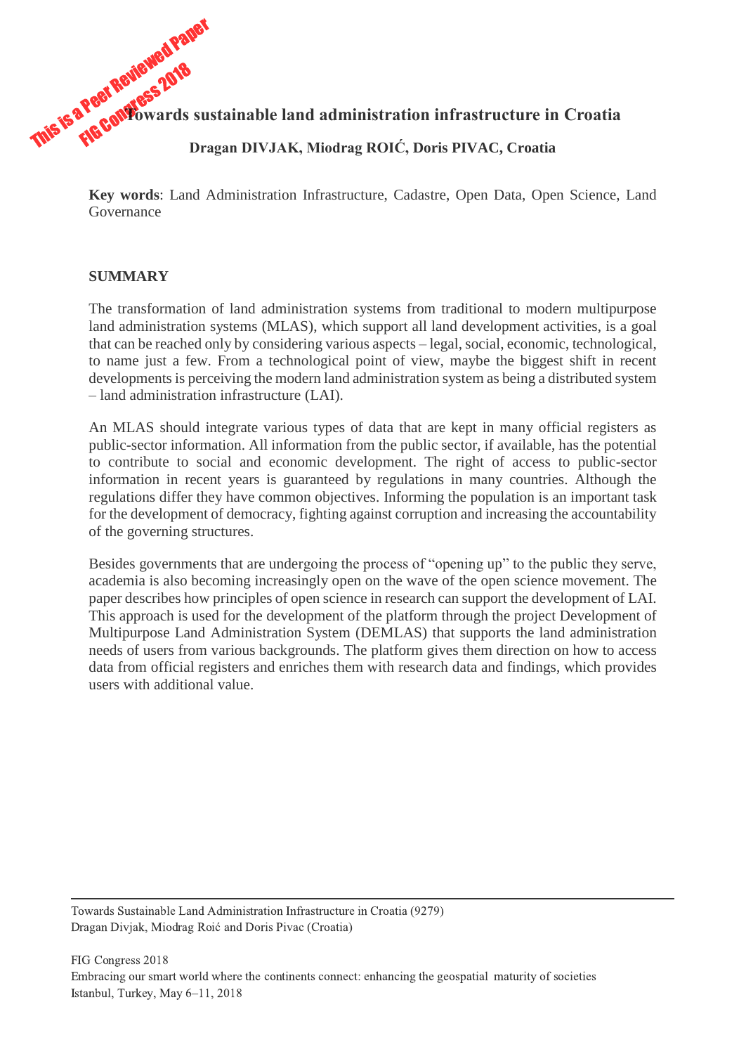# Towards sustainable land administration infrastructure in Croatia

**Dragan DIVJAK, Miodrag ROIĆ, Doris PIVAC, Croatia**

**Key words**: Land Administration Infrastructure, Cadastre, Open Data, Open Science, Land Governance

## SUMMARY

The transformation of land administration systems from traditional to modern multipurpose land administration systems (MLAS), which support all land development activities, is a goal that can be reached only by considering various aspects – legal, social, economic, technological, to name just a few. From a technological point of view, maybe the biggest shift in recent developments is perceiving the modern land administration system as being a distributed system – land administration infrastructure (LAI).

An MLAS should integrate various types of data that are kept in many official registers as public-sector information. All information from the public sector, if available, has the potential to contribute to social and economic development. The right of access to public-sector information in recent years is guaranteed by regulations in many countries. Although the regulations differ they have common objectives. Informing the population is an important task for the development of democracy, fighting against corruption and increasing the accountability of the governing structures.

Besides governments that are undergoing the process of "opening up" to the public they serve, academia is also becoming increasingly open on the wave of the open science movement. The paper describes how principles of open science in research can support the development of LAI. This approach is used for the development of the platform through the project Development of Multipurpose Land Administration System (DEMLAS) that supports the land administration needs of users from various backgrounds. The platform gives them direction on how to access data from official registers and enriches them with research data and findings, which provides users with additional value.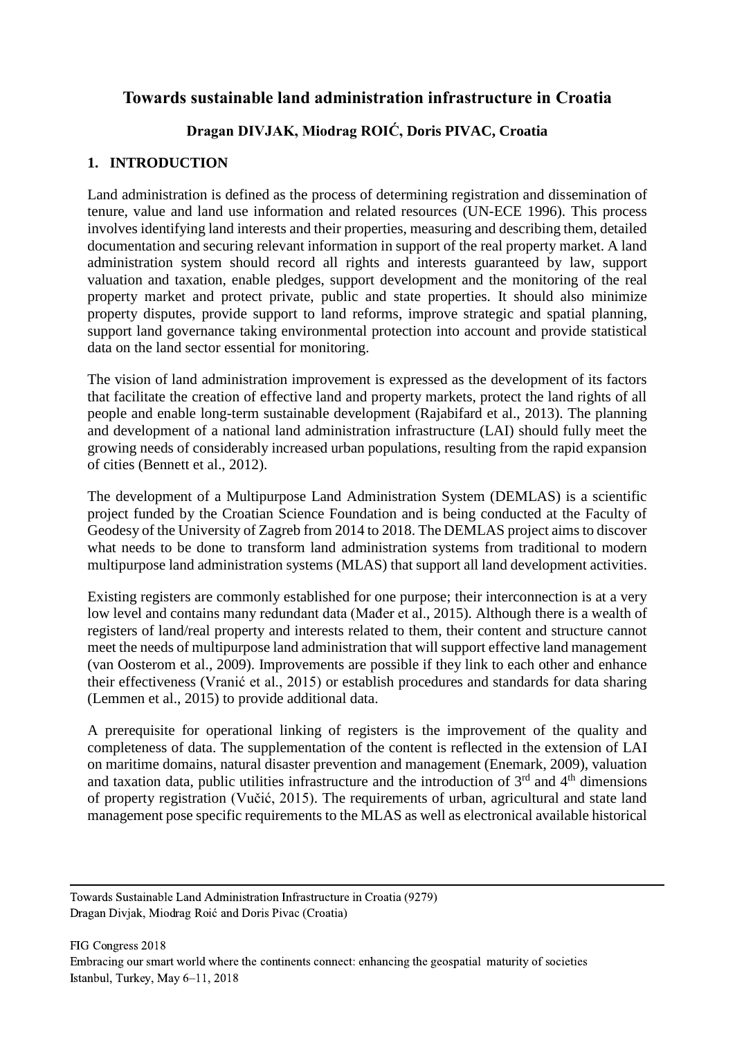# Towards sustainable land administration infrastructure in Croatia

**Dragan DIVJAK, Miodrag ROIĆ, Doris PIVAC, Croatia**

## 1. INTRODUCTION

Land administration is defined as the process of determining registration and dissemination of tenure, value and land use information and related resources (UN-ECE 1996). This process involves identifying land interests and their properties, measuring and describing them, detailed documentation and securing relevant information in support of the real property market. A land administration system should record all rights and interests guaranteed by law, support valuation and taxation, enable pledges, support development and the monitoring of the real property market and protect private, public and state properties. It should also minimize property disputes, provide support to land reforms, improve strategic and spatial planning, support land governance taking environmental protection into account and provide statistical data on the land sector essential for monitoring.

The vision of land administration improvement is expressed as the development of its factors that facilitate the creation of effective land and property markets, protect the land rights of all people and enable long-term sustainable development (Rajabifard et al., 2013). The planning and development of a national land administration infrastructure (LAI) should fully meet the growing needs of considerably increased urban populations, resulting from the rapid expansion of cities (Bennett et al., 2012).

The development of a Multipurpose Land Administration System (DEMLAS) is a scientific project funded by the Croatian Science Foundation and is being conducted at the Faculty of Geodesy of the University of Zagreb from 2014 to 2018. The DEMLAS project aims to discover what needs to be done to transform land administration systems from traditional to modern multipurpose land administration systems (MLAS) that support all land development activities.

Existing registers are commonly established for one purpose; their interconnection is at a very low level and contains many redundant data (Mađer et al., 2015). Although there is a wealth of registers of land/real property and interests related to them, their content and structure cannot meet the needs of multipurpose land administration that will support effective land management (van Oosterom et al., 2009). Improvements are possible if they link to each other and enhance their effectiveness (Vranić et al., 2015) or establish procedures and standards for data sharing (Lemmen et al., 2015) to provide additional data.

A prerequisite for operational linking of registers is the improvement of the quality and completeness of data. The supplementation of the content is reflected in the extension of LAI on maritime domains, natural disaster prevention and management (Enemark, 2009), valuation and taxation data, public utilities infrastructure and the introduction of 3rd and 4th dimensions of property registration (Vučić, 2015). The requirements of urban, agricultural and state land management pose specific requirements to the MLAS as well as electronical available historical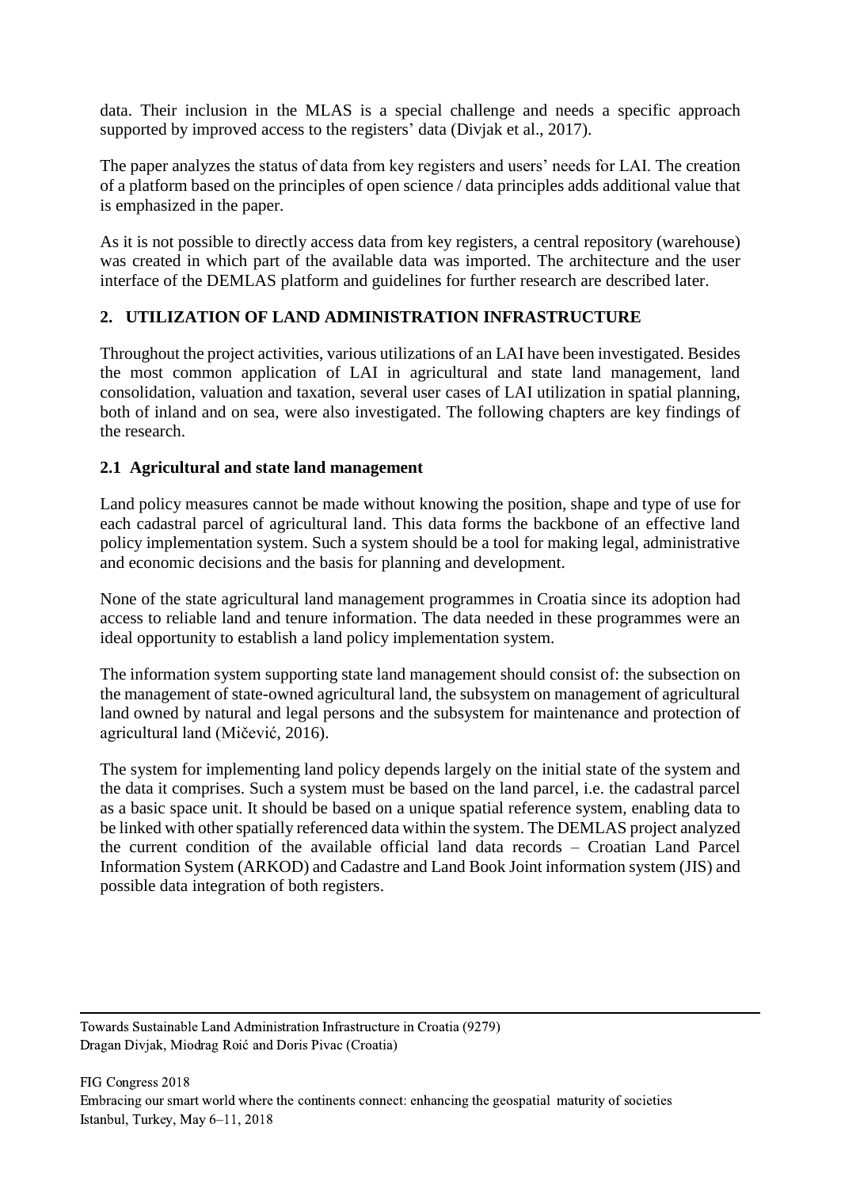data. Their inclusion in the MLAS is a special challenge and needs a specific approach supported by improved access to the registers' data (Divjak et al., 2017).

The paper analyzes the status of data from key registers and users' needs for LAI. The creation of a platform based on the principles of open science / data principles adds additional value that is emphasized in the paper.

As it is not possible to directly access data from key registers, a central repository (warehouse) was created in which part of the available data was imported. The architecture and the user interface of the DEMLAS platform and guidelines for further research are described later.

## 2. UTILIZATION OF LAND ADMINISTRATION INFRASTRUCTURE

Throughout the project activities, various utilizations of an LAI have been investigated. Besides the most common application of LAI in agricultural and state land management, land consolidation, valuation and taxation, several user cases of LAI utilization in spatial planning, both of inland and on sea, were also investigated. The following chapters are key findings of the research.

### 2.1 Agricultural and state land management

Land policy measures cannot be made without knowing the position, shape and type of use for each cadastral parcel of agricultural land. This data forms the backbone of an effective land policy implementation system. Such a system should be a tool for making legal, administrative and economic decisions and the basis for planning and development.

None of the state agricultural land management programmes in Croatia since its adoption had access to reliable land and tenure information. The data needed in these programmes were an ideal opportunity to establish a land policy implementation system.

The information system supporting state land management should consist of: the subsection on the management of state-owned agricultural land, the subsystem on management of agricultural land owned by natural and legal persons and the subsystem for maintenance and protection of agricultural land (Mičević, 2016).

The system for implementing land policy depends largely on the initial state of the system and the data it comprises. Such a system must be based on the land parcel, i.e. the cadastral parcel as a basic space unit. It should be based on a unique spatial reference system, enabling data to be linked with other spatially referenced data within the system. The DEMLAS project analyzed the current condition of the available official land data records – Croatian Land Parcel Information System (ARKOD) and Cadastre and Land Book Joint information system (JIS) and possible data integration of both registers.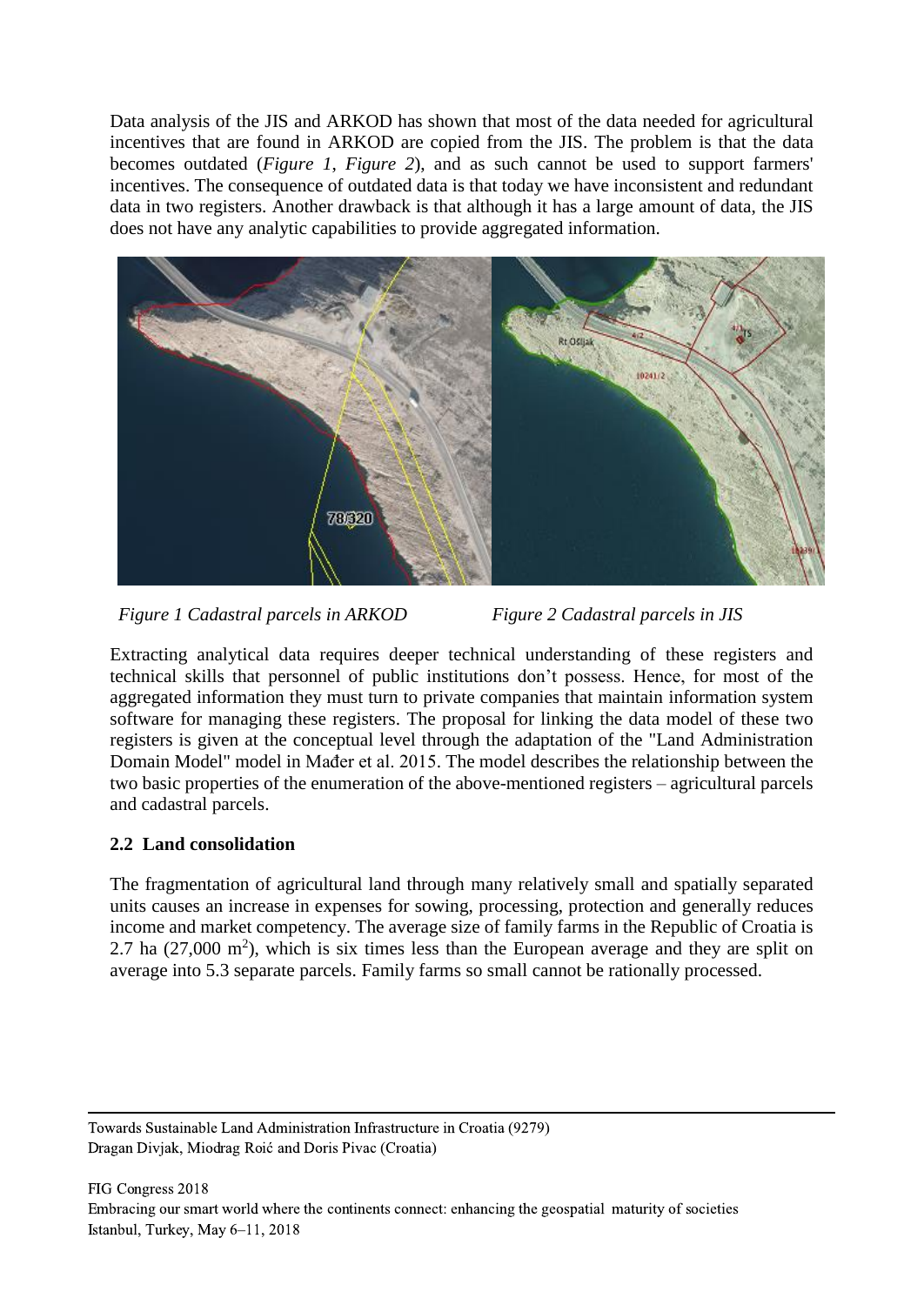Data analysis of the JIS and ARKOD has shown that most of the data needed for agricultural incentives that are found in ARKOD are copied from the JIS. The problem is that the data becomes outdated (*Figure 1*, *Figure 2*), and as such cannot be used to support farmers' incentives. The consequence of outdated data is that today we have inconsistent and redundant data in two registers. Another drawback is that although it has a large amount of data, the JIS does not have any analytic capabilities to provide aggregated information.

*Figure 1 Cadastral parcels in ARKOD*

*Figure 2 Cadastral parcels in JIS*

Extracting analytical data requires deeper technical understanding of these registers and technical skills that personnel of public institutions don't possess. Hence, for most of the aggregated information they must turn to private companies that maintain information system software for managing these registers. The proposal for linking the data model of these two registers is given at the conceptual level through the adaptation of the "Land Administration Domain Model" model in Mađer et al. 2015. The model describes the relationship between the two basic properties of the enumeration of the above-mentioned registers – agricultural parcels and cadastral parcels.

### 2.2 Land consolidation

The fragmentation of agricultural land through many relatively small and spatially separated units causes an increase in expenses for sowing, processing, protection and generally reduces income and market competency. The average size of family farms in the Republic of Croatia is 2.7 ha (27,000 $m^2$), which is six times less than the European average and they are split on average into 5.3 separate parcels. Family farms so small cannot be rationally processed.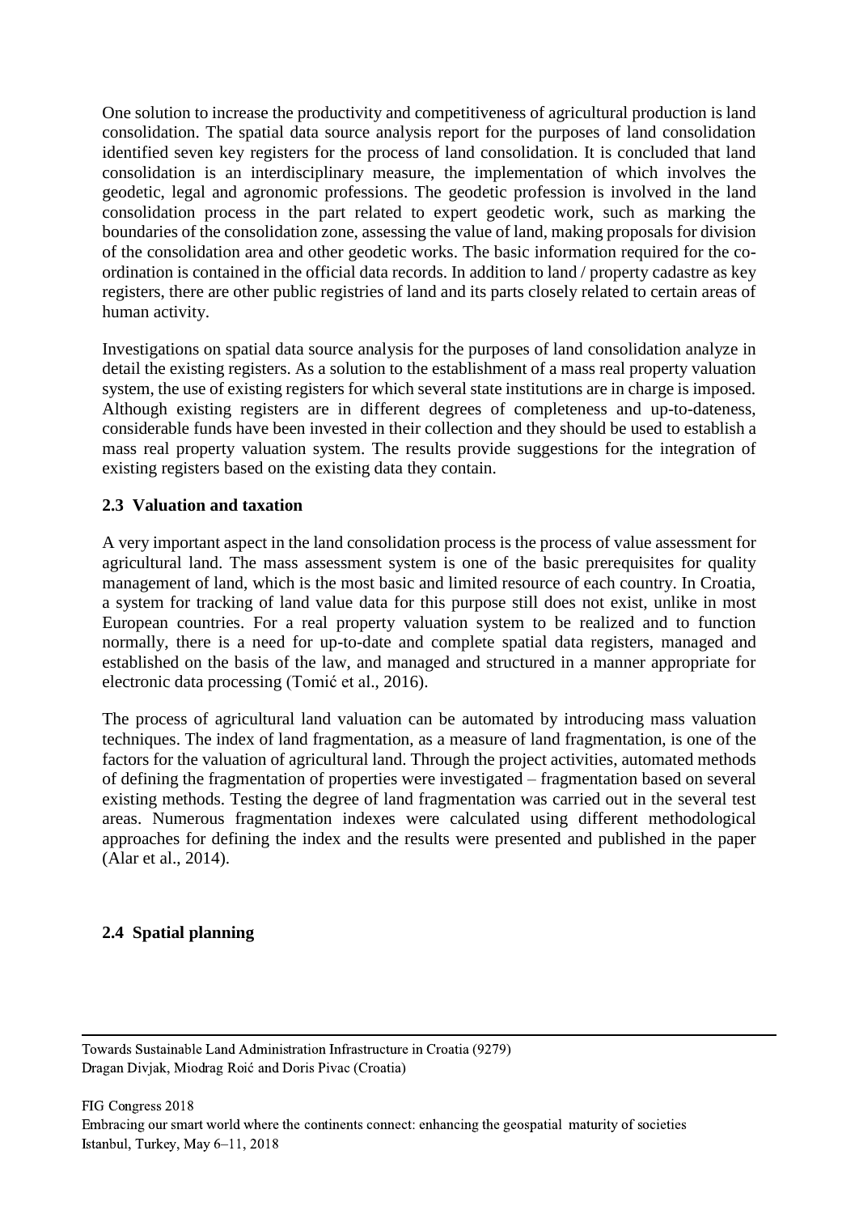One solution to increase the productivity and competitiveness of agricultural production is land consolidation. The spatial data source analysis report for the purposes of land consolidation identified seven key registers for the process of land consolidation. It is concluded that land consolidation is an interdisciplinary measure, the implementation of which involves the geodetic, legal and agronomic professions. The geodetic profession is involved in the land consolidation process in the part related to expert geodetic work, such as marking the boundaries of the consolidation zone, assessing the value of land, making proposals for division of the consolidation area and other geodetic works. The basic information required for the co-ordination is contained in the official data records. In addition to land / property cadastre as key registers, there are other public registries of land and its parts closely related to certain areas of human activity.

Investigations on spatial data source analysis for the purposes of land consolidation analyze in detail the existing registers. As a solution to the establishment of a mass real property valuation system, the use of existing registers for which several state institutions are in charge is imposed. Although existing registers are in different degrees of completeness and up-to-dateness, considerable funds have been invested in their collection and they should be used to establish a mass real property valuation system. The results provide suggestions for the integration of existing registers based on the existing data they contain.

### 2.3 Valuation and taxation

A very important aspect in the land consolidation process is the process of value assessment for agricultural land. The mass assessment system is one of the basic prerequisites for quality management of land, which is the most basic and limited resource of each country. In Croatia, a system for tracking of land value data for this purpose still does not exist, unlike in most European countries. For a real property valuation system to be realized and to function normally, there is a need for up-to-date and complete spatial data registers, managed and established on the basis of the law, and managed and structured in a manner appropriate for electronic data processing (Tomić et al., 2016).

The process of agricultural land valuation can be automated by introducing mass valuation techniques. The index of land fragmentation, as a measure of land fragmentation, is one of the factors for the valuation of agricultural land. Through the project activities, automated methods of defining the fragmentation of properties were investigated – fragmentation based on several existing methods. Testing the degree of land fragmentation was carried out in the several test areas. Numerous fragmentation indexes were calculated using different methodological approaches for defining the index and the results were presented and published in the paper (Alar et al., 2014).

### 2.4 Spatial planning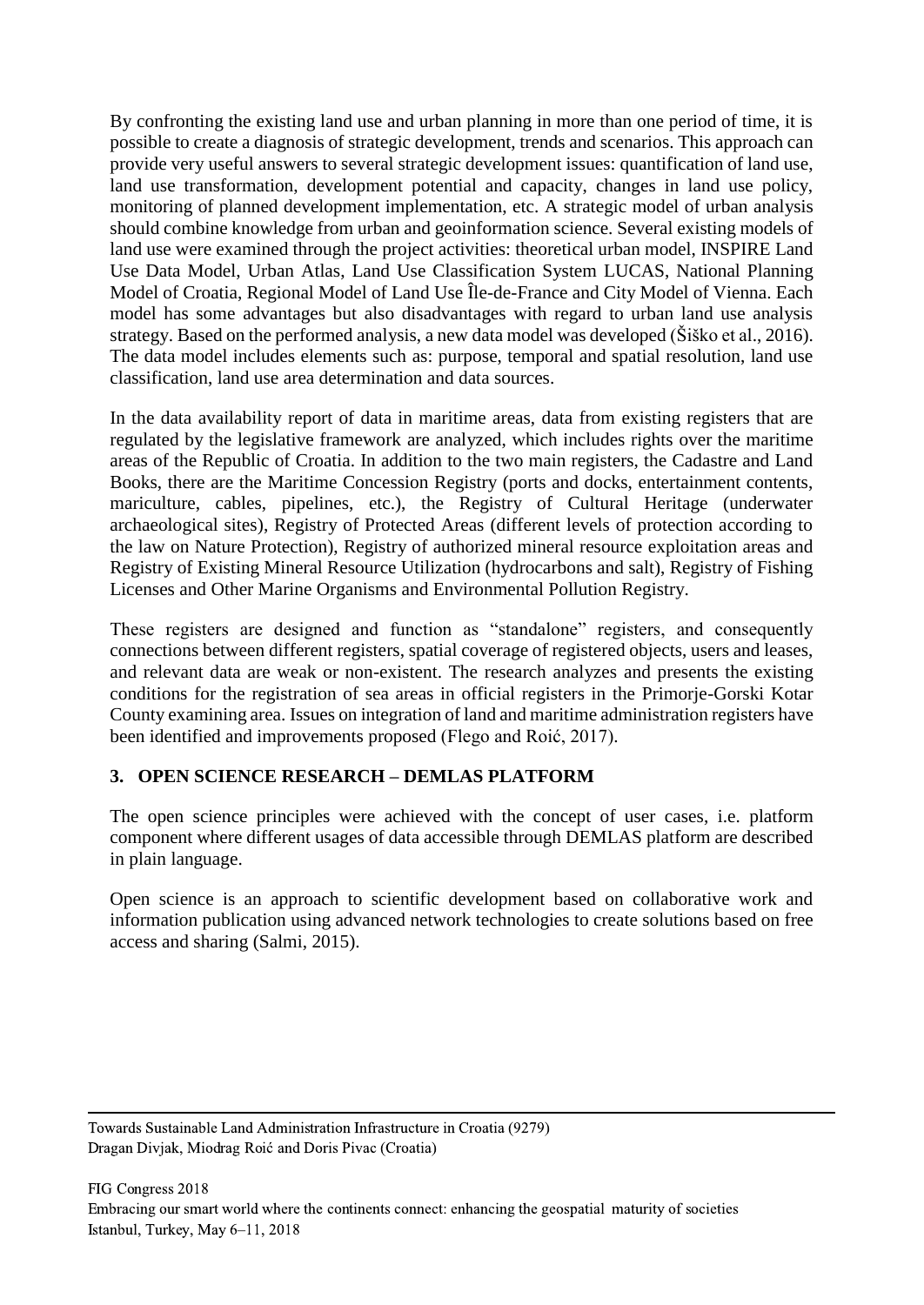By confronting the existing land use and urban planning in more than one period of time, it is possible to create a diagnosis of strategic development, trends and scenarios. This approach can provide very useful answers to several strategic development issues: quantification of land use, land use transformation, development potential and capacity, changes in land use policy, monitoring of planned development implementation, etc. A strategic model of urban analysis should combine knowledge from urban and geoinformation science. Several existing models of land use were examined through the project activities: theoretical urban model, INSPIRE Land Use Data Model, Urban Atlas, Land Use Classification System LUCAS, National Planning Model of Croatia, Regional Model of Land Use Île-de-France and City Model of Vienna. Each model has some advantages but also disadvantages with regard to urban land use analysis strategy. Based on the performed analysis, a new data model was developed (Šiško et al., 2016). The data model includes elements such as: purpose, temporal and spatial resolution, land use classification, land use area determination and data sources.

In the data availability report of data in maritime areas, data from existing registers that are regulated by the legislative framework are analyzed, which includes rights over the maritime areas of the Republic of Croatia. In addition to the two main registers, the Cadastre and Land Books, there are the Maritime Concession Registry (ports and docks, entertainment contents, mariculture, cables, pipelines, etc.), the Registry of Cultural Heritage (underwater archaeological sites), Registry of Protected Areas (different levels of protection according to the law on Nature Protection), Registry of authorized mineral resource exploitation areas and Registry of Existing Mineral Resource Utilization (hydrocarbons and salt), Registry of Fishing Licenses and Other Marine Organisms and Environmental Pollution Registry.

These registers are designed and function as "standalone" registers, and consequently connections between different registers, spatial coverage of registered objects, users and leases, and relevant data are weak or non-existent. The research analyzes and presents the existing conditions for the registration of sea areas in official registers in the Primorje-Gorski Kotar County examining area. Issues on integration of land and maritime administration registers have been identified and improvements proposed (Flego and Roić, 2017).

## 3. OPEN SCIENCE RESEARCH – DEMLAS PLATFORM

The open science principles were achieved with the concept of user cases, i.e. platform component where different usages of data accessible through DEMLAS platform are described in plain language.

Open science is an approach to scientific development based on collaborative work and information publication using advanced network technologies to create solutions based on free access and sharing (Salmi, 2015).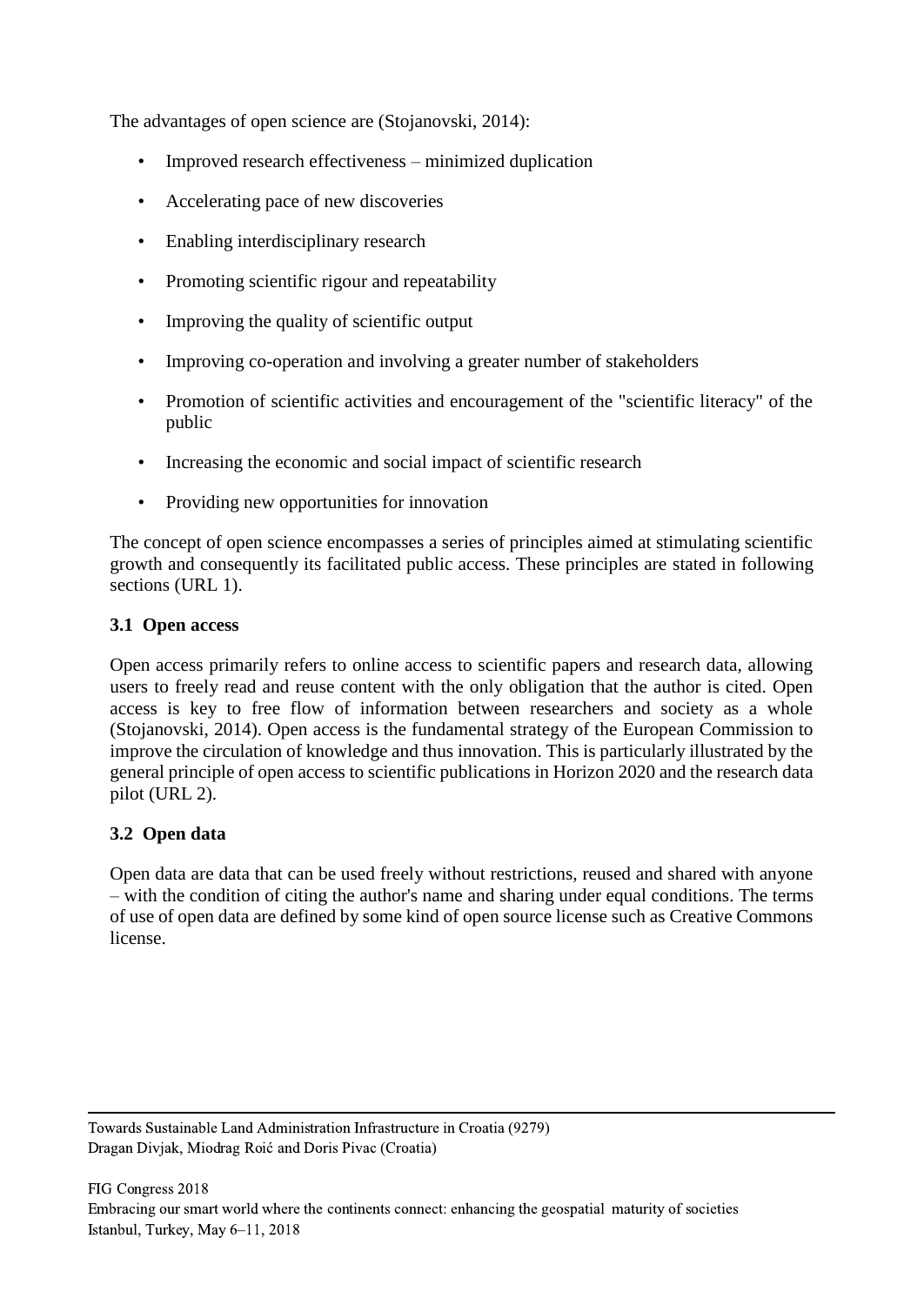The advantages of open science are (Stojanovski, 2014):

- Improved research effectiveness – minimized duplication
- Accelerating pace of new discoveries
- Enabling interdisciplinary research
- Promoting scientific rigour and repeatability
- Improving the quality of scientific output
- Improving co-operation and involving a greater number of stakeholders
- Promotion of scientific activities and encouragement of the "scientific literacy" of the public
- Increasing the economic and social impact of scientific research
- Providing new opportunities for innovation

The concept of open science encompasses a series of principles aimed at stimulating scientific growth and consequently its facilitated public access. These principles are stated in following sections (URL 1).

### 3.1 Open access

Open access primarily refers to online access to scientific papers and research data, allowing users to freely read and reuse content with the only obligation that the author is cited. Open access is key to free flow of information between researchers and society as a whole (Stojanovski, 2014). Open access is the fundamental strategy of the European Commission to improve the circulation of knowledge and thus innovation. This is particularly illustrated by the general principle of open access to scientific publications in Horizon 2020 and the research data pilot (URL 2).

### 3.2 Open data

Open data are data that can be used freely without restrictions, reused and shared with anyone – with the condition of citing the author's name and sharing under equal conditions. The terms of use of open data are defined by some kind of open source license such as Creative Commons license.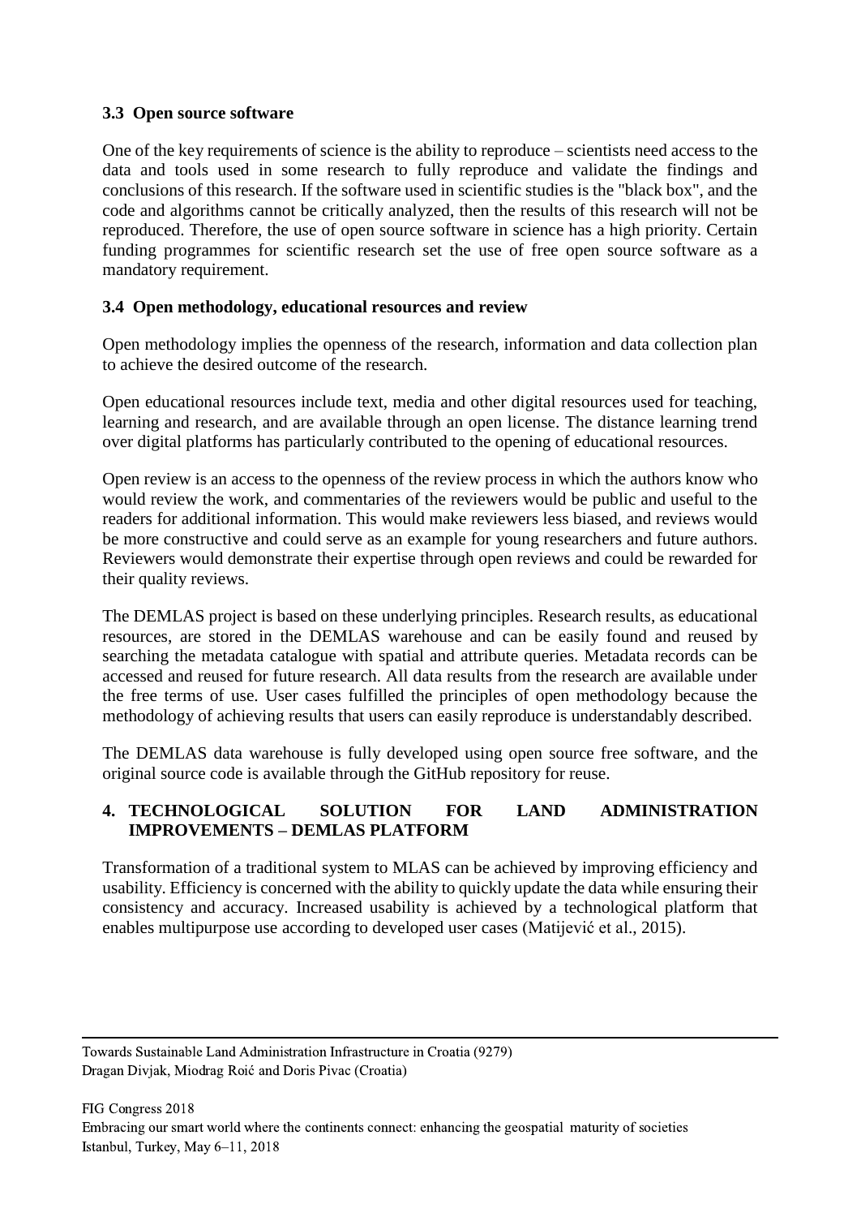### 3.3 Open source software

One of the key requirements of science is the ability to reproduce – scientists need access to the data and tools used in some research to fully reproduce and validate the findings and conclusions of this research. If the software used in scientific studies is the "black box", and the code and algorithms cannot be critically analyzed, then the results of this research will not be reproduced. Therefore, the use of open source software in science has a high priority. Certain funding programmes for scientific research set the use of free open source software as a mandatory requirement.

### 3.4 Open methodology, educational resources and review

Open methodology implies the openness of the research, information and data collection plan to achieve the desired outcome of the research.

Open educational resources include text, media and other digital resources used for teaching, learning and research, and are available through an open license. The distance learning trend over digital platforms has particularly contributed to the opening of educational resources.

Open review is an access to the openness of the review process in which the authors know who would review the work, and commentaries of the reviewers would be public and useful to the readers for additional information. This would make reviewers less biased, and reviews would be more constructive and could serve as an example for young researchers and future authors. Reviewers would demonstrate their expertise through open reviews and could be rewarded for their quality reviews.

The DEMLAS project is based on these underlying principles. Research results, as educational resources, are stored in the DEMLAS warehouse and can be easily found and reused by searching the metadata catalogue with spatial and attribute queries. Metadata records can be accessed and reused for future research. All data results from the research are available under the free terms of use. User cases fulfilled the principles of open methodology because the methodology of achieving results that users can easily reproduce is understandably described.

The DEMLAS data warehouse is fully developed using open source free software, and the original source code is available through the GitHub repository for reuse.

## 4. TECHNOLOGICAL SOLUTION FOR LAND ADMINISTRATION IMPROVEMENTS – DEMLAS PLATFORM

Transformation of a traditional system to MLAS can be achieved by improving efficiency and usability. Efficiency is concerned with the ability to quickly update the data while ensuring their consistency and accuracy. Increased usability is achieved by a technological platform that enables multipurpose use according to developed user cases (Matijević et al., 2015).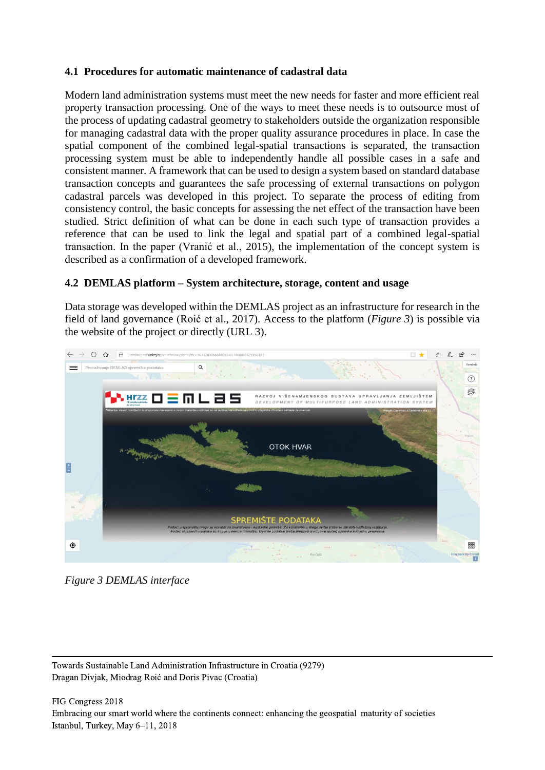### 4.1 Procedures for automatic maintenance of cadastral data

Modern land administration systems must meet the new needs for faster and more efficient real property transaction processing. One of the ways to meet these needs is to outsource most of the process of updating cadastral geometry to stakeholders outside the organization responsible for managing cadastral data with the proper quality assurance procedures in place. In case the spatial component of the combined legal-spatial transactions is separated, the transaction processing system must be able to independently handle all possible cases in a safe and consistent manner. A framework that can be used to design a system based on standard database transaction concepts and guarantees the safe processing of external transactions on polygon cadastral parcels was developed in this project. To separate the process of editing from consistency control, the basic concepts for assessing the net effect of the transaction have been studied. Strict definition of what can be done in each such type of transaction provides a reference that can be used to link the legal and spatial part of a combined legal-spatial transaction. In the paper (Vranić et al., 2015), the implementation of the concept system is described as a confirmation of a developed framework.

### 4.2 DEMLAS platform – System architecture, storage, content and usage

Data storage was developed within the DEMLAS project as an infrastructure for research in the field of land governance (Roić et al., 2017). Access to the platform (*Figure 3*) is possible via the website of the project or directly (URL 3).

*Figure 3 DEMLAS interface*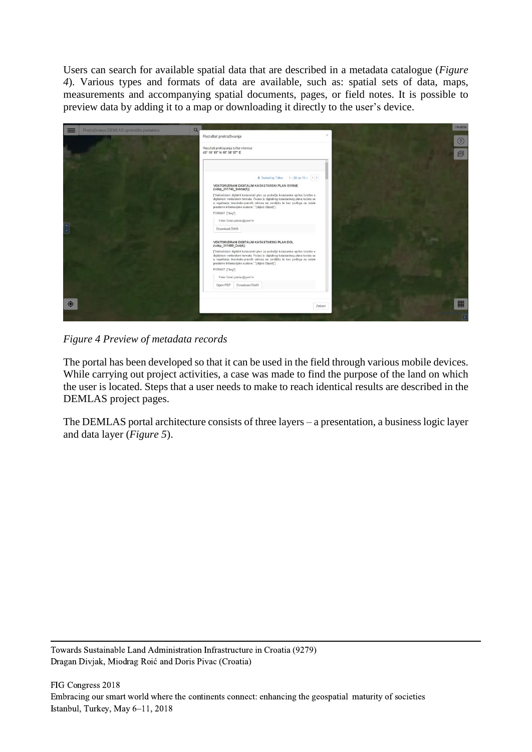Users can search for available spatial data that are described in a metadata catalogue (*Figure 4*). Various types and formats of data are available, such as: spatial sets of data, maps, measurements and accompanying spatial documents, pages, or field notes. It is possible to preview data by adding it to a map or downloading it directly to the user's device.

*Figure 4 Preview of metadata records*

The portal has been developed so that it can be used in the field through various mobile devices. While carrying out project activities, a case was made to find the purpose of the land on which the user is located. Steps that a user needs to make to reach identical results are described in the DEMLAS project pages.

The DEMLAS portal architecture consists of three layers – a presentation, a business logic layer and data layer (*Figure 5*).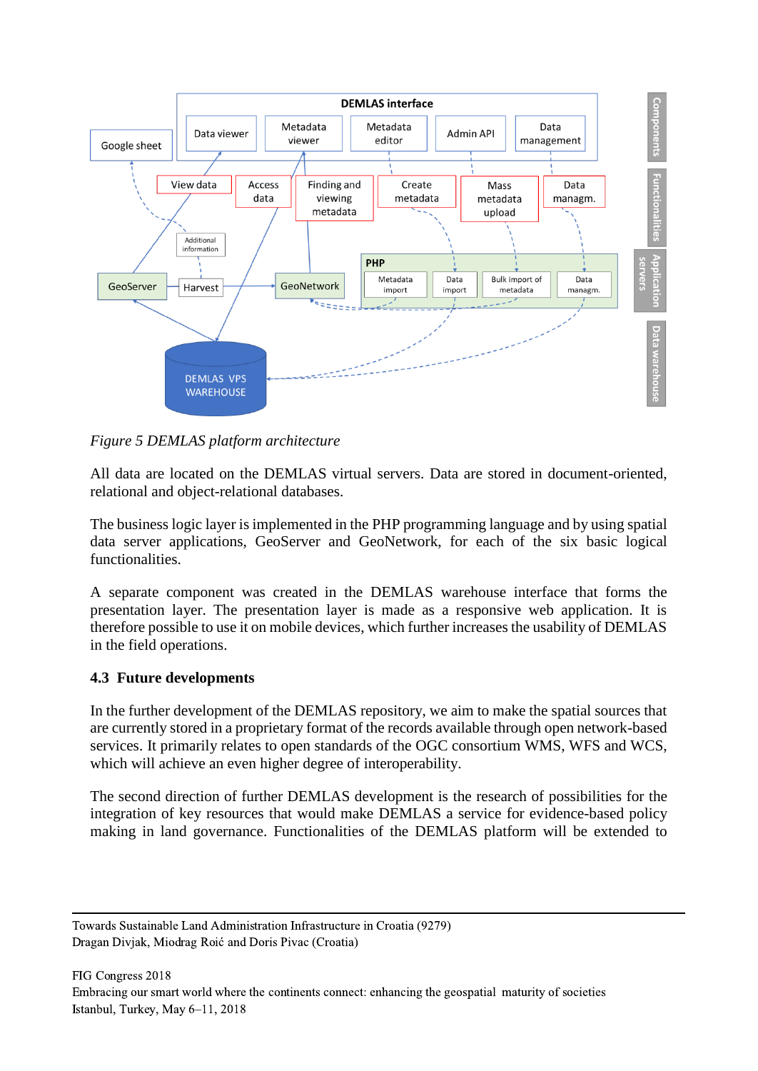*Figure 5 DEMLAS platform architecture*

All data are located on the DEMLAS virtual servers. Data are stored in document-oriented, relational and object-relational databases.

The business logic layer is implemented in the PHP programming language and by using spatial data server applications, GeoServer and GeoNetwork, for each of the six basic logical functionalities.

A separate component was created in the DEMLAS warehouse interface that forms the presentation layer. The presentation layer is made as a responsive web application. It is therefore possible to use it on mobile devices, which further increases the usability of DEMLAS in the field operations.

### 4.3 Future developments

In the further development of the DEMLAS repository, we aim to make the spatial sources that are currently stored in a proprietary format of the records available through open network-based services. It primarily relates to open standards of the OGC consortium WMS, WFS and WCS, which will achieve an even higher degree of interoperability.

The second direction of further DEMLAS development is the research of possibilities for the integration of key resources that would make DEMLAS a service for evidence-based policy making in land governance. Functionalities of the DEMLAS platform will be extended to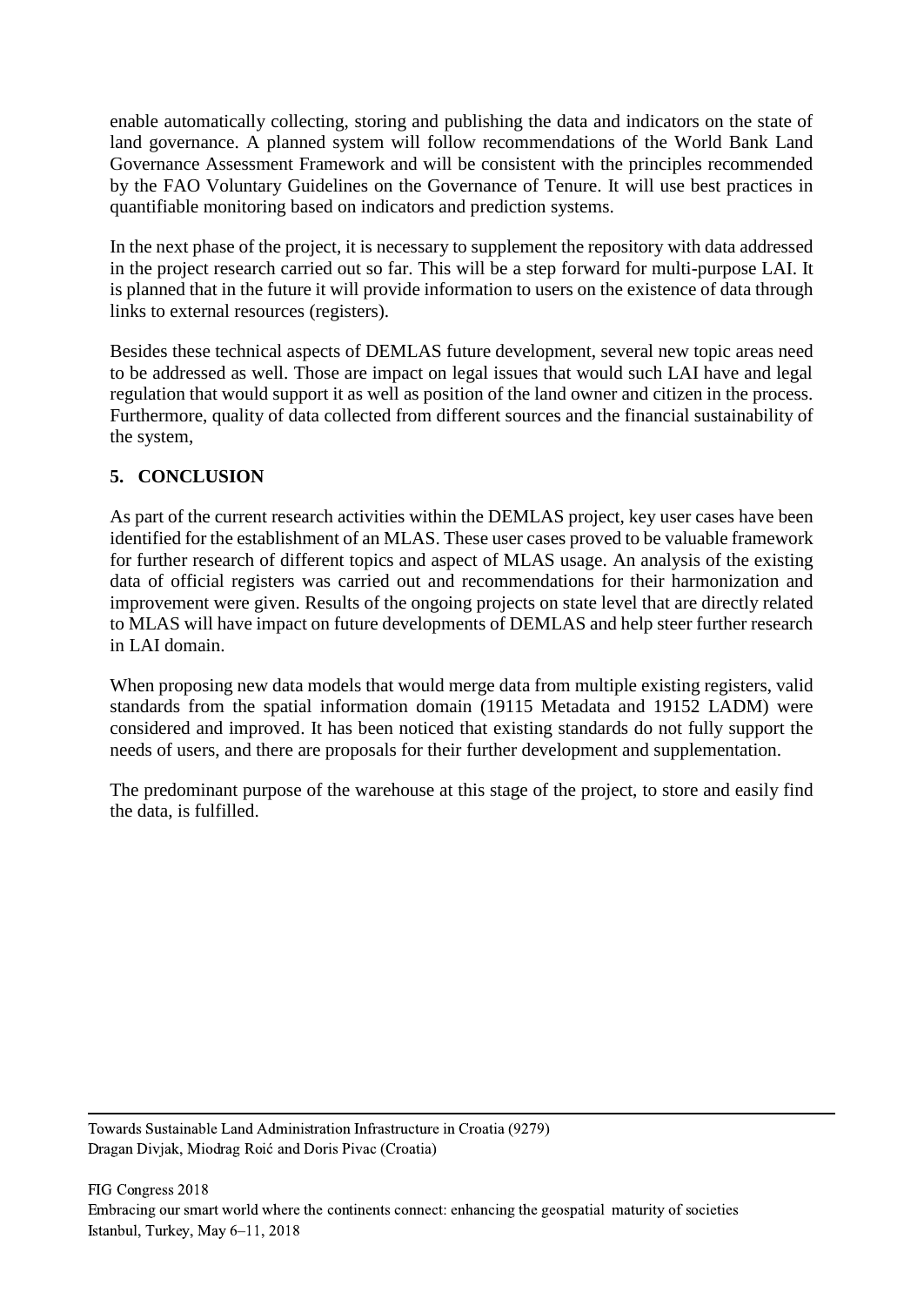enable automatically collecting, storing and publishing the data and indicators on the state of land governance. A planned system will follow recommendations of the World Bank Land Governance Assessment Framework and will be consistent with the principles recommended by the FAO Voluntary Guidelines on the Governance of Tenure. It will use best practices in quantifiable monitoring based on indicators and prediction systems.

In the next phase of the project, it is necessary to supplement the repository with data addressed in the project research carried out so far. This will be a step forward for multi-purpose LAI. It is planned that in the future it will provide information to users on the existence of data through links to external resources (registers).

Besides these technical aspects of DEMLAS future development, several new topic areas need to be addressed as well. Those are impact on legal issues that would such LAI have and legal regulation that would support it as well as position of the land owner and citizen in the process. Furthermore, quality of data collected from different sources and the financial sustainability of the system,

## 5. CONCLUSION

As part of the current research activities within the DEMLAS project, key user cases have been identified for the establishment of an MLAS. These user cases proved to be valuable framework for further research of different topics and aspect of MLAS usage. An analysis of the existing data of official registers was carried out and recommendations for their harmonization and improvement were given. Results of the ongoing projects on state level that are directly related to MLAS will have impact on future developments of DEMLAS and help steer further research in LAI domain.

When proposing new data models that would merge data from multiple existing registers, valid standards from the spatial information domain (19115 Metadata and 19152 LADM) were considered and improved. It has been noticed that existing standards do not fully support the needs of users, and there are proposals for their further development and supplementation.

The predominant purpose of the warehouse at this stage of the project, to store and easily find the data, is fulfilled.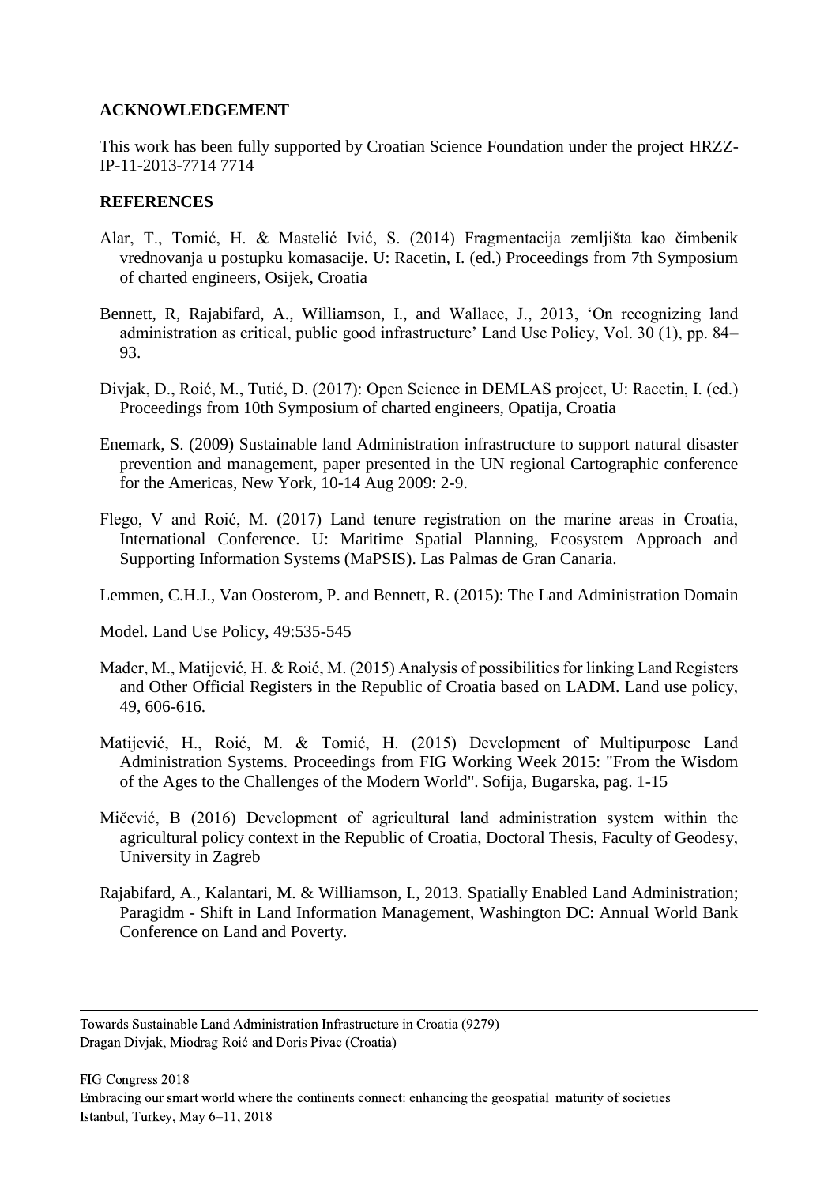## ACKNOWLEDGEMENT

This work has been fully supported by Croatian Science Foundation under the project HRZZ-IP-11-2013-7714 7714

## REFERENCES

Alar, T., Tomić, H. & Mastelić Ivić, S. (2014) Fragmentacija zemljišta kao čimbenik vrednovanja u postupku komasacije. U: Racetin, I. (ed.) Proceedings from 7th Symposium of charted engineers, Osijek, Croatia

Bennett, R, Rajabifard, A., Williamson, I., and Wallace, J., 2013, 'On recognizing land administration as critical, public good infrastructure' Land Use Policy, Vol. 30 (1), pp. 84–93.

Divjak, D., Roić, M., Tutić, D. (2017): Open Science in DEMLAS project, U: Racetin, I. (ed.) Proceedings from 10th Symposium of charted engineers, Opatija, Croatia

Enemark, S. (2009) Sustainable land Administration infrastructure to support natural disaster prevention and management, paper presented in the UN regional Cartographic conference for the Americas, New York, 10-14 Aug 2009: 2-9.

Flego, V and Roić, M. (2017) Land tenure registration on the marine areas in Croatia, International Conference. U: Maritime Spatial Planning, Ecosystem Approach and Supporting Information Systems (MaPSIS). Las Palmas de Gran Canaria.

Lemmen, C.H.J., Van Oosterom, P. and Bennett, R. (2015): The Land Administration Domain

Model. Land Use Policy, 49:535-545

Mađer, M., Matijević, H. & Roić, M. (2015) Analysis of possibilities for linking Land Registers and Other Official Registers in the Republic of Croatia based on LADM. Land use policy, 49, 606-616.

Matijević, H., Roić, M. & Tomić, H. (2015) Development of Multipurpose Land Administration Systems. Proceedings from FIG Working Week 2015: "From the Wisdom of the Ages to the Challenges of the Modern World". Sofija, Bugarska, pag. 1-15

Mičević, B (2016) Development of agricultural land administration system within the agricultural policy context in the Republic of Croatia, Doctoral Thesis, Faculty of Geodesy, University in Zagreb

Rajabifard, A., Kalantari, M. & Williamson, I., 2013. Spatially Enabled Land Administration; Paragidm - Shift in Land Information Management, Washington DC: Annual World Bank Conference on Land and Poverty.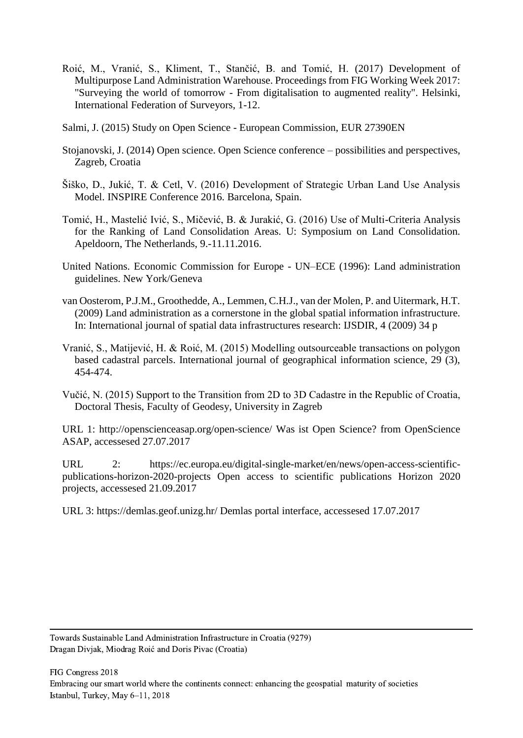Roić, M., Vranić, S., Kliment, T., Stančić, B. and Tomić, H. (2017) Development of Multipurpose Land Administration Warehouse. Proceedings from FIG Working Week 2017: "Surveying the world of tomorrow - From digitalisation to augmented reality". Helsinki, International Federation of Surveyors, 1-12.

Salmi, J. (2015) Study on Open Science - European Commission, EUR 27390EN

Stojanovski, J. (2014) Open science. Open Science conference – possibilities and perspectives, Zagreb, Croatia

Šiško, D., Jukić, T. & Cetl, V. (2016) Development of Strategic Urban Land Use Analysis Model. INSPIRE Conference 2016. Barcelona, Spain.

Tomić, H., Mastelić Ivić, S., Mičević, B. & Jurakić, G. (2016) Use of Multi-Criteria Analysis for the Ranking of Land Consolidation Areas. U: Symposium on Land Consolidation. Apeldoorn, The Netherlands, 9.-11.11.2016.

United Nations. Economic Commission for Europe - UN–ECE (1996): Land administration guidelines. New York/Geneva

van Oosterom, P.J.M., Groothedde, A., Lemmen, C.H.J., van der Molen, P. and Uitermark, H.T. (2009) Land administration as a cornerstone in the global spatial information infrastructure. In: International journal of spatial data infrastructures research: IJSDIR, 4 (2009) 34 p

Vranić, S., Matijević, H. & Roić, M. (2015) Modelling outsourceable transactions on polygon based cadastral parcels. International journal of geographical information science, 29 (3), 454-474.

Vučić, N. (2015) Support to the Transition from 2D to 3D Cadastre in the Republic of Croatia, Doctoral Thesis, Faculty of Geodesy, University in Zagreb

URL 1: http://openscienceasap.org/open-science/ Was ist Open Science? from OpenScience ASAP, accessesed 27.07.2017

URL 2: https://ec.europa.eu/digital-single-market/en/news/open-access-scientific-publications-horizon-2020-projects Open access to scientific publications Horizon 2020 projects, accessesed 21.09.2017

URL 3: https://demlas.geof.unizg.hr/ Demlas portal interface, accessesed 17.07.2017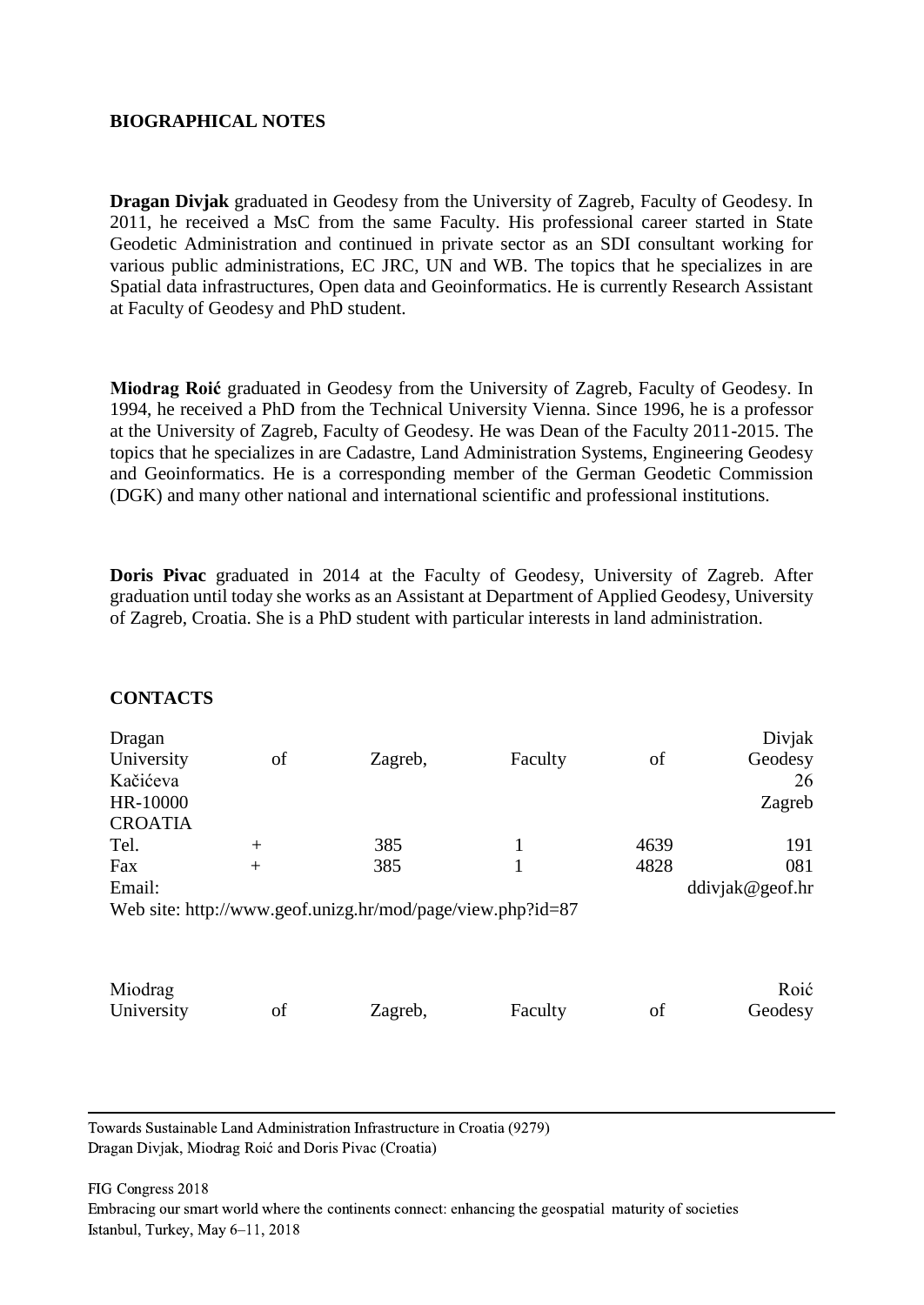**BIOGRAPHICAL NOTES**

**Dragan Divjak** graduated in Geodesy from the University of Zagreb, Faculty of Geodesy. In 2011, he received a MsC from the same Faculty. His professional career started in State Geodetic Administration and continued in private sector as an SDI consultant working for various public administrations, EC JRC, UN and WB. The topics that he specializes in are Spatial data infrastructures, Open data and Geoinformatics. He is currently Research Assistant at Faculty of Geodesy and PhD student.

**Miodrag Roić** graduated in Geodesy from the University of Zagreb, Faculty of Geodesy. In 1994, he received a PhD from the Technical University Vienna. Since 1996, he is a professor at the University of Zagreb, Faculty of Geodesy. He was Dean of the Faculty 2011-2015. The topics that he specializes in are Cadastre, Land Administration Systems, Engineering Geodesy and Geoinformatics. He is a corresponding member of the German Geodetic Commission (DGK) and many other national and international scientific and professional institutions.

**Doris Pivac** graduated in 2014 at the Faculty of Geodesy, University of Zagreb. After graduation until today she works as an Assistant at Department of Applied Geodesy, University of Zagreb, Croatia. She is a PhD student with particular interests in land administration.

**CONTACTS**

Dragan Divjak
University of Zagreb, Faculty of Geodesy
Kačićeva 26
HR-10000 Zagreb
CROATIA
Tel. + 385 1 4639 191
Fax + 385 1 4828 081
Email: ddivjak@geof.hr
Web site: http://www.geof.unizg.hr/mod/page/view.php?id=87

Miodrag Roić
University of Zagreb, Faculty of Geodesy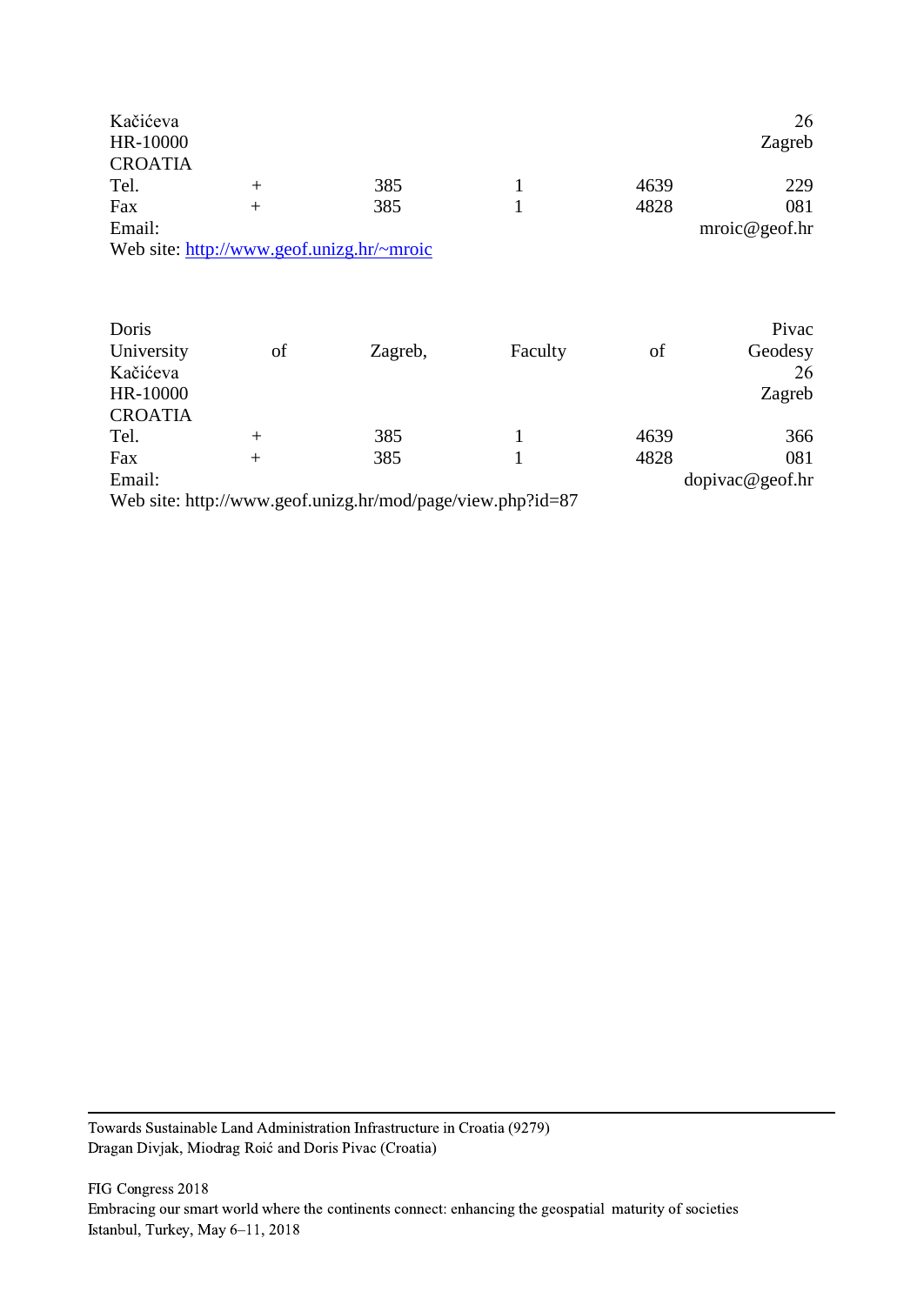Kačićeva 26
HR-10000 Zagreb
CROATIA
Tel. + 385 1 4639 229
Fax + 385 1 4828 081
Email: mroic@geof.hr
Web site: http://www.geof.unizg.hr/~mroic

Doris Pivac
University of Zagreb, Faculty of Geodesy
Kačićeva 26
HR-10000 Zagreb
CROATIA
Tel. + 385 1 4639 366
Fax + 385 1 4828 081
Email: dopivac@geof.hr
Web site: http://www.geof.unizg.hr/mod/page/view.php?id=87